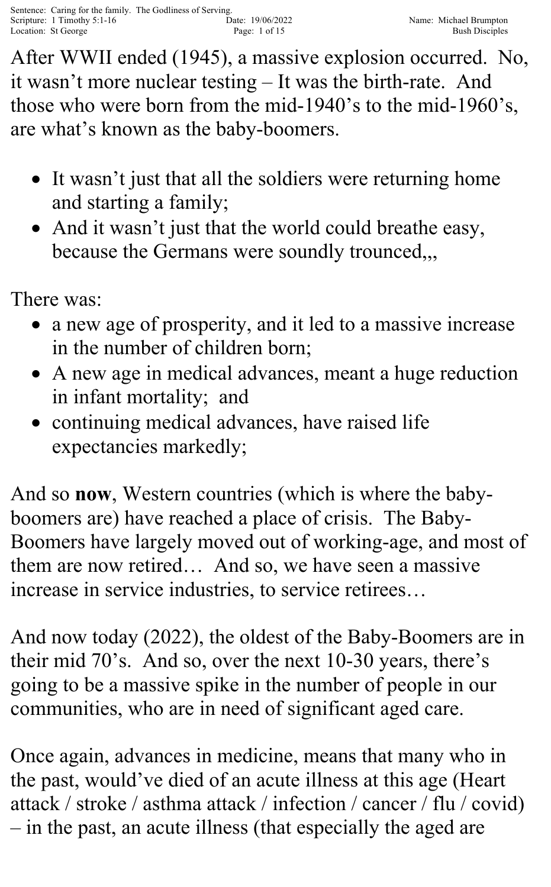After WWII ended (1945), a massive explosion occurred. No, it wasn't more nuclear testing – It was the birth-rate. And those who were born from the mid-1940's to the mid-1960's, are what's known as the baby-boomers.

- It wasn't just that all the soldiers were returning home and starting a family;
- And it wasn't just that the world could breathe easy, because the Germans were soundly trounced,,,

There was:

- a new age of prosperity, and it led to a massive increase in the number of children born;
- A new age in medical advances, meant a huge reduction in infant mortality; and
- continuing medical advances, have raised life expectancies markedly;

And so **now**, Western countries (which is where the baby-boomers are) have reached a place of crisis. The Baby-Boomers have largely moved out of working-age, and most of them are now retired… And so, we have seen a massive increase in service industries, to service retirees…

And now today (2022), the oldest of the Baby-Boomers are in their mid 70's. And so, over the next 10-30 years, there's going to be a massive spike in the number of people in our communities, who are in need of significant aged care.

Once again, advances in medicine, means that many who in the past, would've died of an acute illness at this age (Heart attack / stroke / asthma attack / infection / cancer / flu / covid) – in the past, an acute illness (that especially the aged are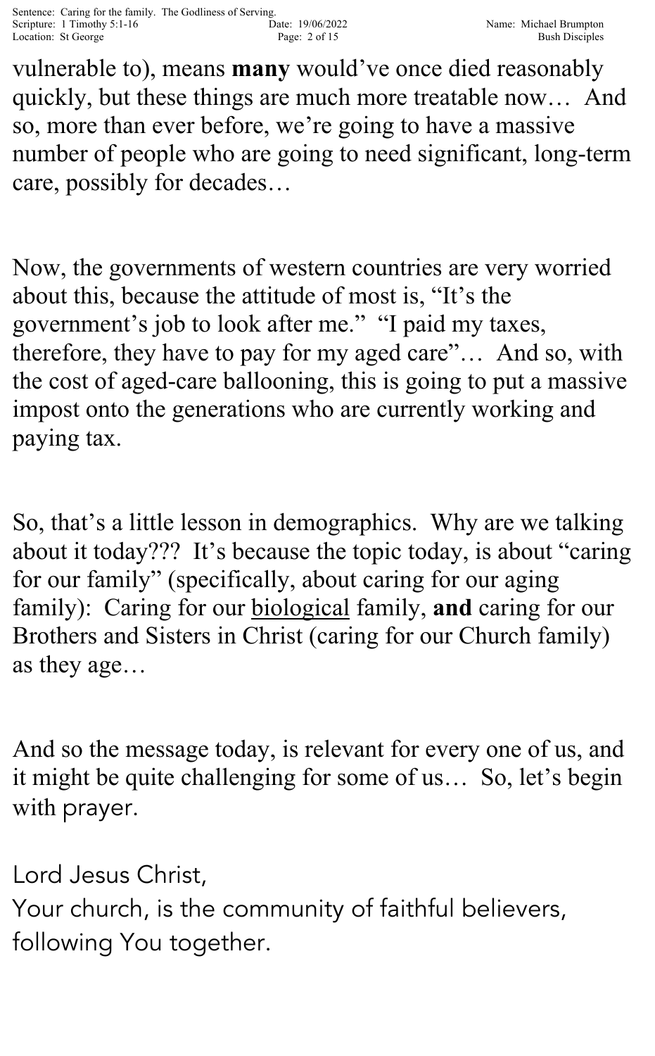vulnerable to), means **many** would've once died reasonably quickly, but these things are much more treatable now… And so, more than ever before, we're going to have a massive number of people who are going to need significant, long-term care, possibly for decades…

Now, the governments of western countries are very worried about this, because the attitude of most is, "It's the government's job to look after me." "I paid my taxes, therefore, they have to pay for my aged care"… And so, with the cost of aged-care ballooning, this is going to put a massive impost onto the generations who are currently working and paying tax.

So, that's a little lesson in demographics. Why are we talking about it today??? It's because the topic today, is about "caring for our family" (specifically, about caring for our aging family): Caring for our <u>biological</u> family, **and** caring for our Brothers and Sisters in Christ (caring for our Church family) as they age…

And so the message today, is relevant for every one of us, and it might be quite challenging for some of us… So, let's begin with prayer.

Lord Jesus Christ,
Your church, is the community of faithful believers, following You together.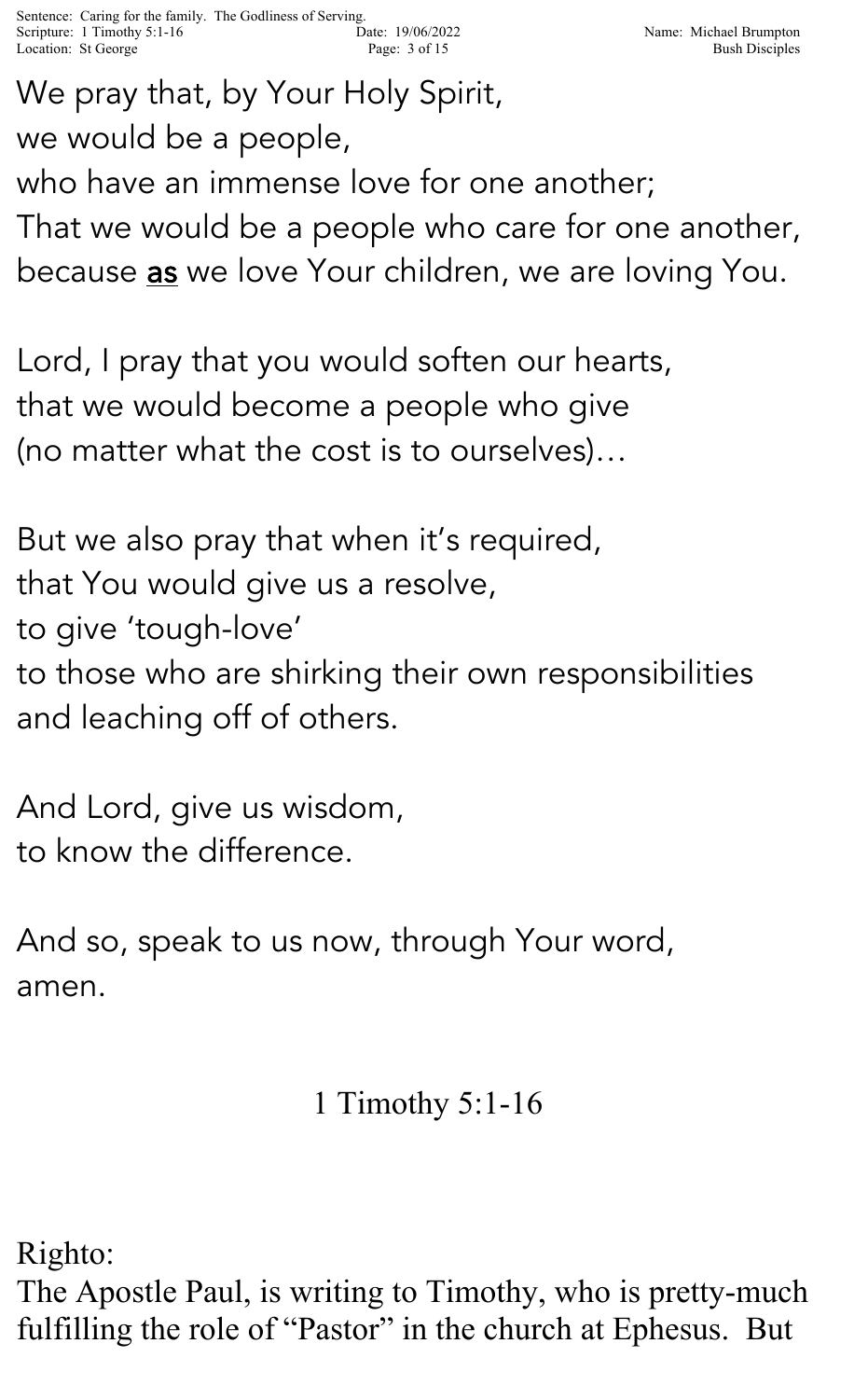We pray that, by Your Holy Spirit,
we would be a people,
who have an immense love for one another;
That we would be a people who care for one another,
because **as** we love Your children, we are loving You.

Lord, I pray that you would soften our hearts,
that we would become a people who give
(no matter what the cost is to ourselves)…

But we also pray that when it's required,
that You would give us a resolve,
to give 'tough-love'
to those who are shirking their own responsibilities
and leaching off of others.

And Lord, give us wisdom,
to know the difference.

And so, speak to us now, through Your word,
amen.

## 1 Timothy 5:1-16

Righto:
The Apostle Paul, is writing to Timothy, who is pretty-much fulfilling the role of "Pastor" in the church at Ephesus. But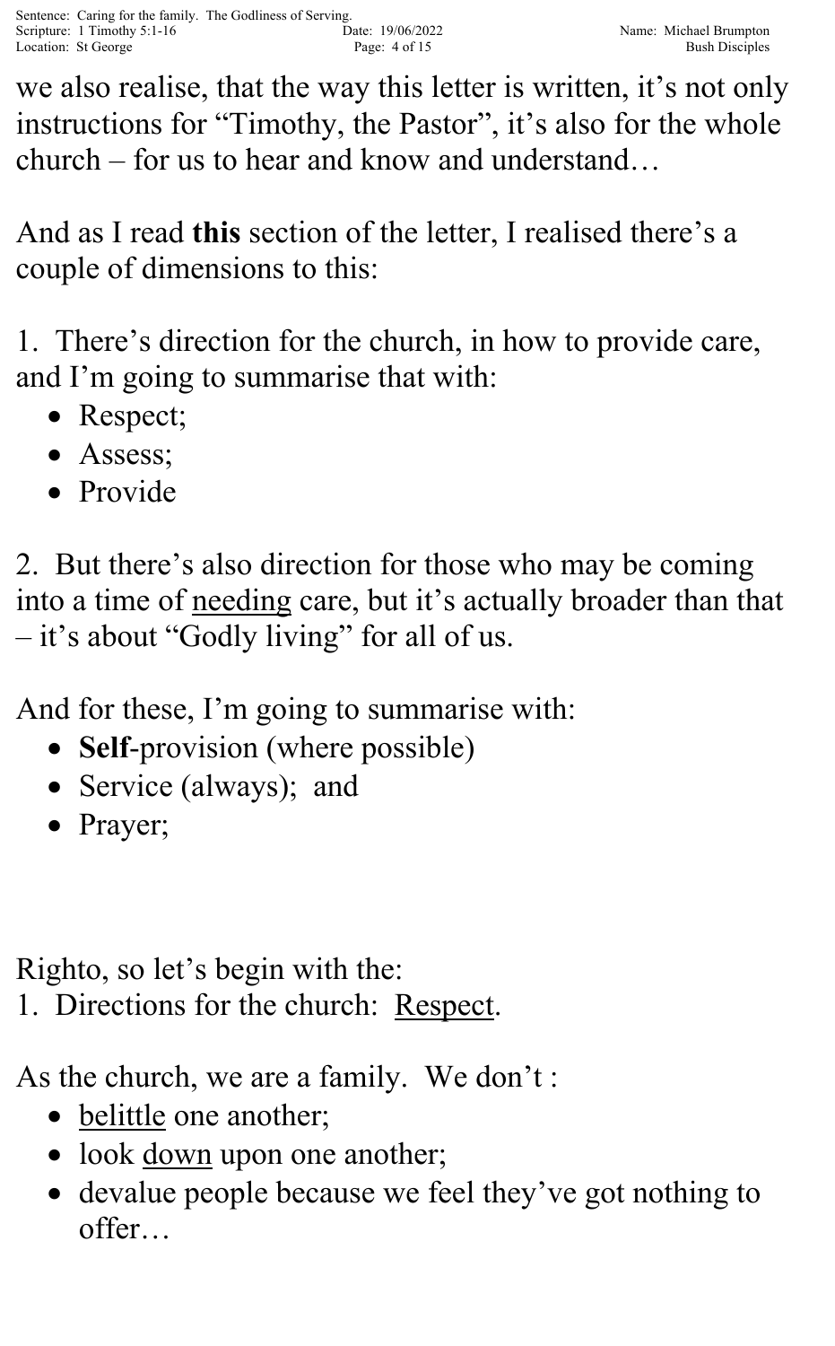we also realise, that the way this letter is written, it's not only instructions for "Timothy, the Pastor", it's also for the whole church – for us to hear and know and understand…

And as I read **this** section of the letter, I realised there's a couple of dimensions to this:

1. There's direction for the church, in how to provide care, and I'm going to summarise that with:
   - Respect;
   - Assess;
   - Provide

2. But there's also direction for those who may be coming into a time of <u>needing</u> care, but it's actually broader than that – it's about "Godly living" for all of us.

And for these, I'm going to summarise with:
   - **Self**-provision (where possible)
   - Service (always); and
   - Prayer;

Righto, so let's begin with the:
1. Directions for the church: <u>Respect</u>.

As the church, we are a family. We don't :
- <u>belittle</u> one another;
- look <u>down</u> upon one another;
- devalue people because we feel they've got nothing to offer…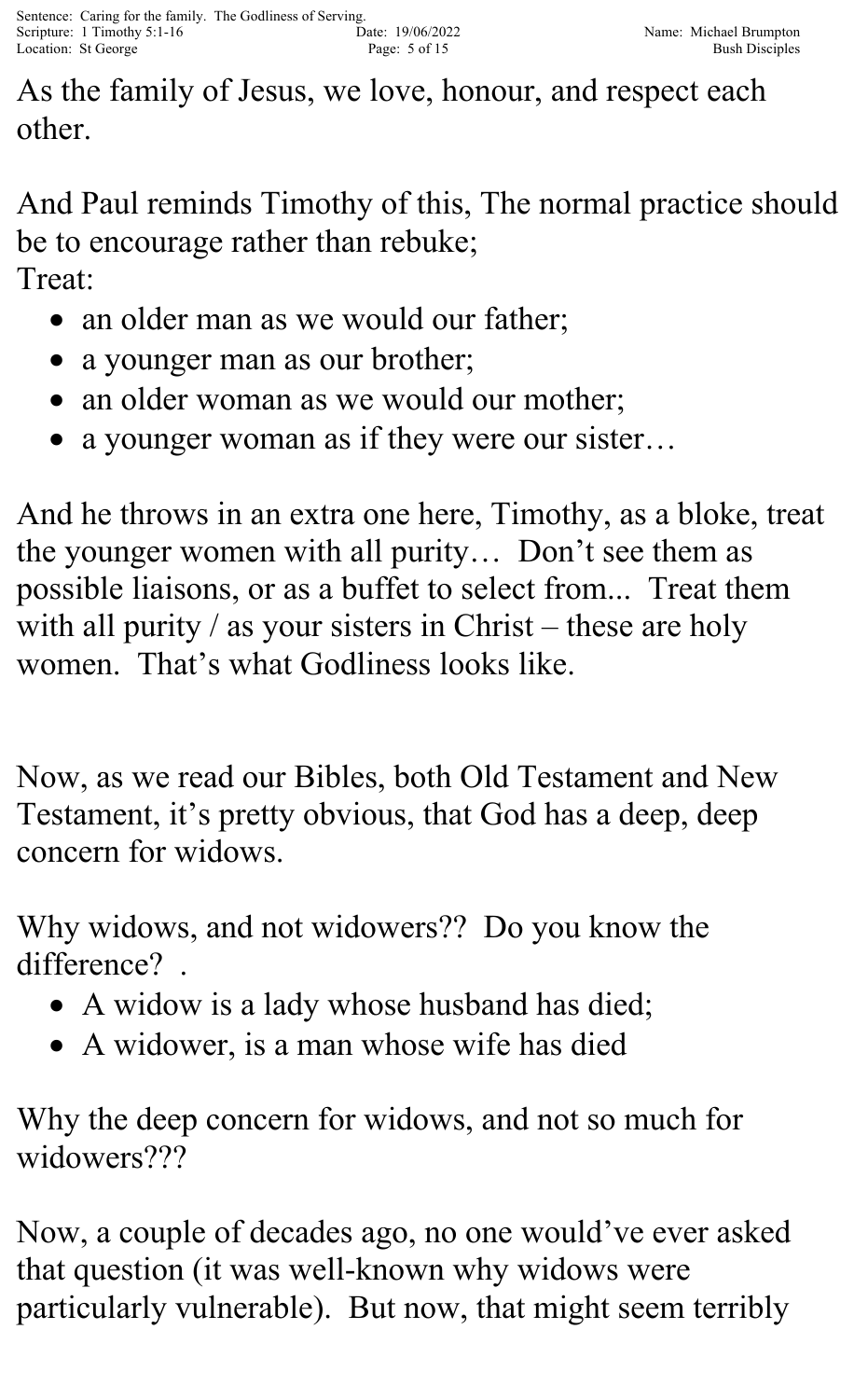As the family of Jesus, we love, honour, and respect each other.

And Paul reminds Timothy of this, The normal practice should be to encourage rather than rebuke;
Treat:

- an older man as we would our father;
- a younger man as our brother;
- an older woman as we would our mother;
- a younger woman as if they were our sister…

And he throws in an extra one here, Timothy, as a bloke, treat the younger women with all purity… Don't see them as possible liaisons, or as a buffet to select from... Treat them with all purity / as your sisters in Christ – these are holy women. That's what Godliness looks like.

Now, as we read our Bibles, both Old Testament and New Testament, it's pretty obvious, that God has a deep, deep concern for widows.

Why widows, and not widowers?? Do you know the difference? .

- A widow is a lady whose husband has died;
- A widower, is a man whose wife has died

Why the deep concern for widows, and not so much for widowers???

Now, a couple of decades ago, no one would've ever asked that question (it was well-known why widows were particularly vulnerable). But now, that might seem terribly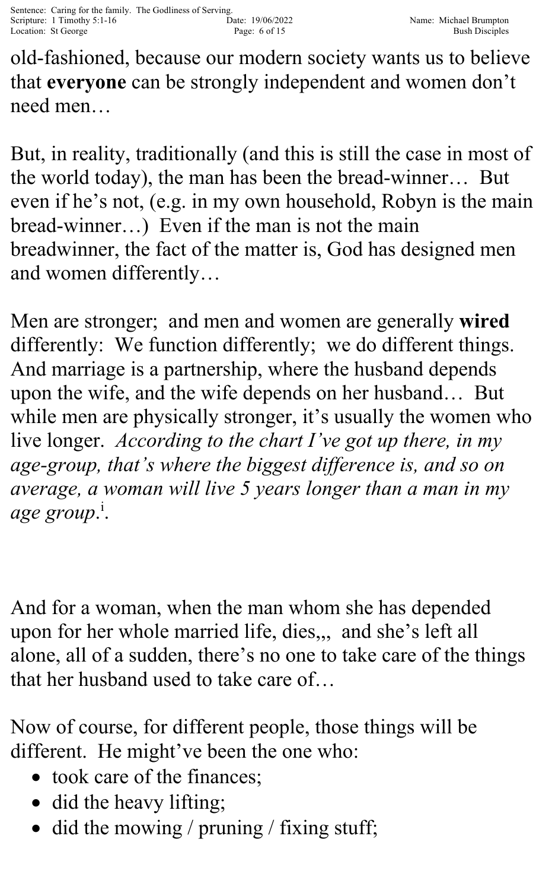old-fashioned, because our modern society wants us to believe that **everyone** can be strongly independent and women don't need men…

But, in reality, traditionally (and this is still the case in most of the world today), the man has been the bread-winner… But even if he's not, (e.g. in my own household, Robyn is the main bread-winner…) Even if the man is not the main breadwinner, the fact of the matter is, God has designed men and women differently…

Men are stronger; and men and women are generally **wired** differently: We function differently; we do different things. And marriage is a partnership, where the husband depends upon the wife, and the wife depends on her husband… But while men are physically stronger, it's usually the women who live longer. *According to the chart I've got up there, in my age-group, that's where the biggest difference is, and so on average, a woman will live 5 years longer than a man in my age group.*[i].

And for a woman, when the man whom she has depended upon for her whole married life, dies,,, and she's left all alone, all of a sudden, there's no one to take care of the things that her husband used to take care of…

Now of course, for different people, those things will be different. He might've been the one who:

- took care of the finances;
- did the heavy lifting;
- did the mowing / pruning / fixing stuff;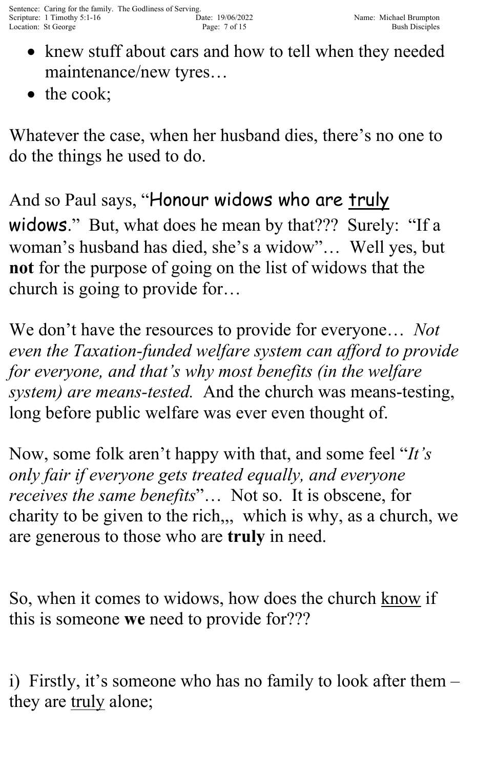- knew stuff about cars and how to tell when they needed maintenance/new tyres…
- the cook;

Whatever the case, when her husband dies, there's no one to do the things he used to do.

And so Paul says, "Honour widows who are <u>truly</u> widows." But, what does he mean by that??? Surely: "If a woman's husband has died, she's a widow"… Well yes, but **not** for the purpose of going on the list of widows that the church is going to provide for…

We don't have the resources to provide for everyone… *Not even the Taxation-funded welfare system can afford to provide for everyone, and that's why most benefits (in the welfare system) are means-tested.* And the church was means-testing, long before public welfare was ever even thought of.

Now, some folk aren't happy with that, and some feel "*It's only fair if everyone gets treated equally, and everyone receives the same benefits*"… Not so. It is obscene, for charity to be given to the rich,,, which is why, as a church, we are generous to those who are **truly** in need.

So, when it comes to widows, how does the church <u>know</u> if this is someone **we** need to provide for???

i) Firstly, it's someone who has no family to look after them – they are <u>truly</u> alone;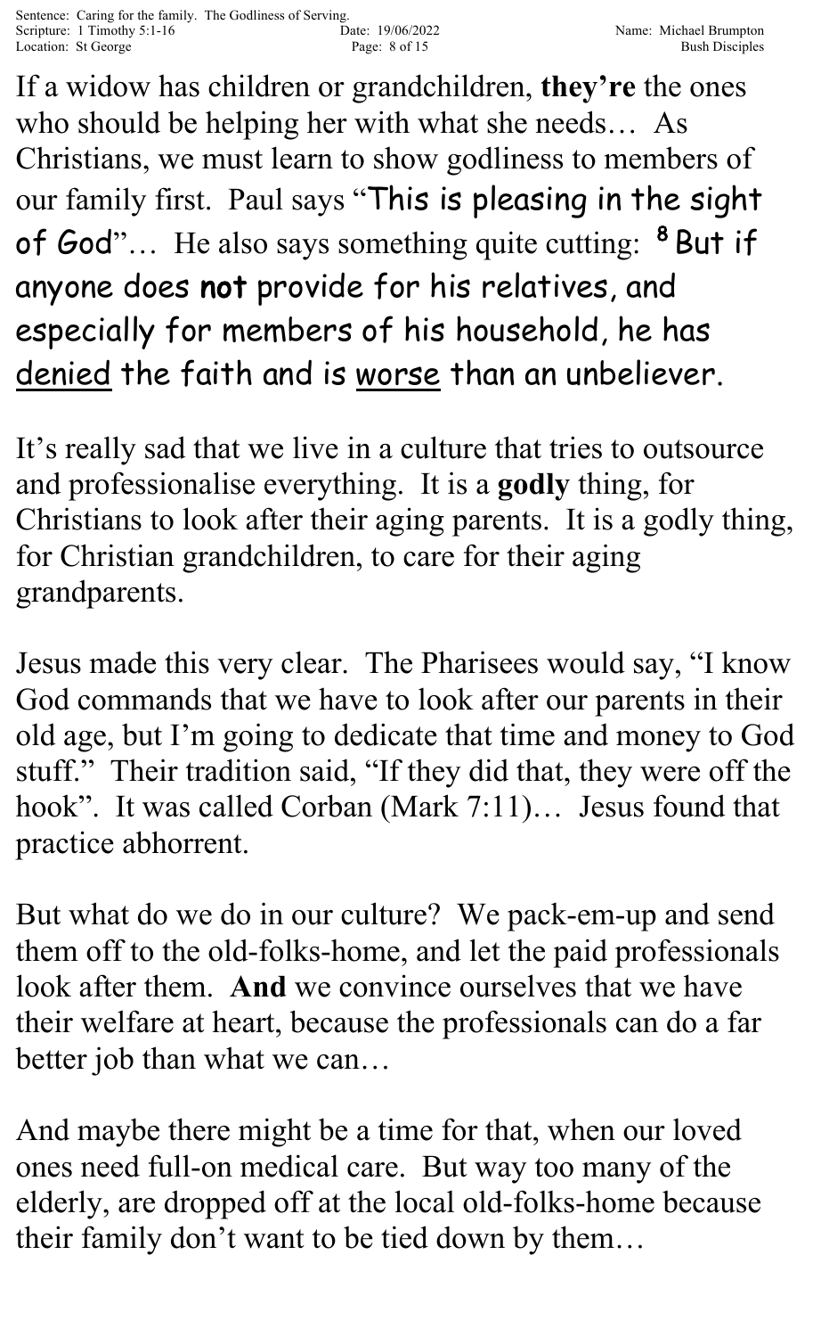If a widow has children or grandchildren, **they're** the ones who should be helping her with what she needs… As Christians, we must learn to show godliness to members of our family first. Paul says "This is pleasing in the sight of God"… He also says something quite cutting: [8] But if anyone does **not** provide for his relatives, and especially for members of his household, he has <u>denied</u> the faith and is <u>worse</u> than an unbeliever.

It's really sad that we live in a culture that tries to outsource and professionalise everything. It is a **godly** thing, for Christians to look after their aging parents. It is a godly thing, for Christian grandchildren, to care for their aging grandparents.

Jesus made this very clear. The Pharisees would say, "I know God commands that we have to look after our parents in their old age, but I'm going to dedicate that time and money to God stuff." Their tradition said, "If they did that, they were off the hook". It was called Corban (Mark 7:11)… Jesus found that practice abhorrent.

But what do we do in our culture? We pack-em-up and send them off to the old-folks-home, and let the paid professionals look after them. **And** we convince ourselves that we have their welfare at heart, because the professionals can do a far better job than what we can…

And maybe there might be a time for that, when our loved ones need full-on medical care. But way too many of the elderly, are dropped off at the local old-folks-home because their family don't want to be tied down by them…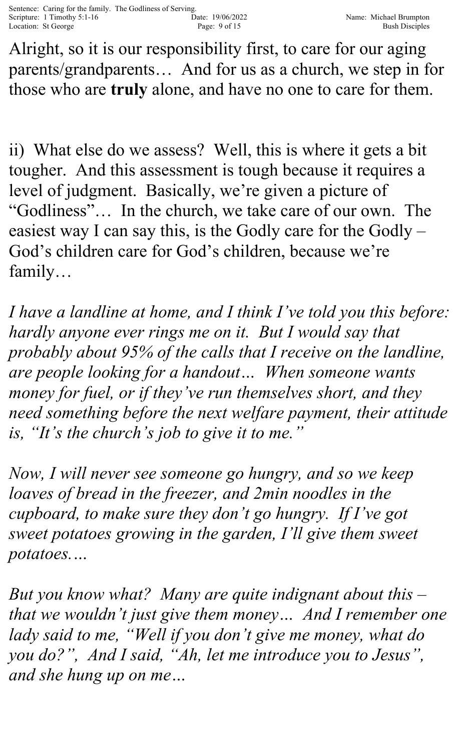Alright, so it is our responsibility first, to care for our aging parents/grandparents… And for us as a church, we step in for those who are **truly** alone, and have no one to care for them.

ii) What else do we assess? Well, this is where it gets a bit tougher. And this assessment is tough because it requires a level of judgment. Basically, we're given a picture of "Godliness"… In the church, we take care of our own. The easiest way I can say this, is the Godly care for the Godly – God's children care for God's children, because we're family…

*I have a landline at home, and I think I've told you this before: hardly anyone ever rings me on it. But I would say that probably about 95% of the calls that I receive on the landline, are people looking for a handout… When someone wants money for fuel, or if they've run themselves short, and they need something before the next welfare payment, their attitude is, "It's the church's job to give it to me."*

*Now, I will never see someone go hungry, and so we keep loaves of bread in the freezer, and 2min noodles in the cupboard, to make sure they don't go hungry. If I've got sweet potatoes growing in the garden, I'll give them sweet potatoes.…*

*But you know what? Many are quite indignant about this – that we wouldn't just give them money… And I remember one lady said to me, "Well if you don't give me money, what do you do?", And I said, "Ah, let me introduce you to Jesus", and she hung up on me…*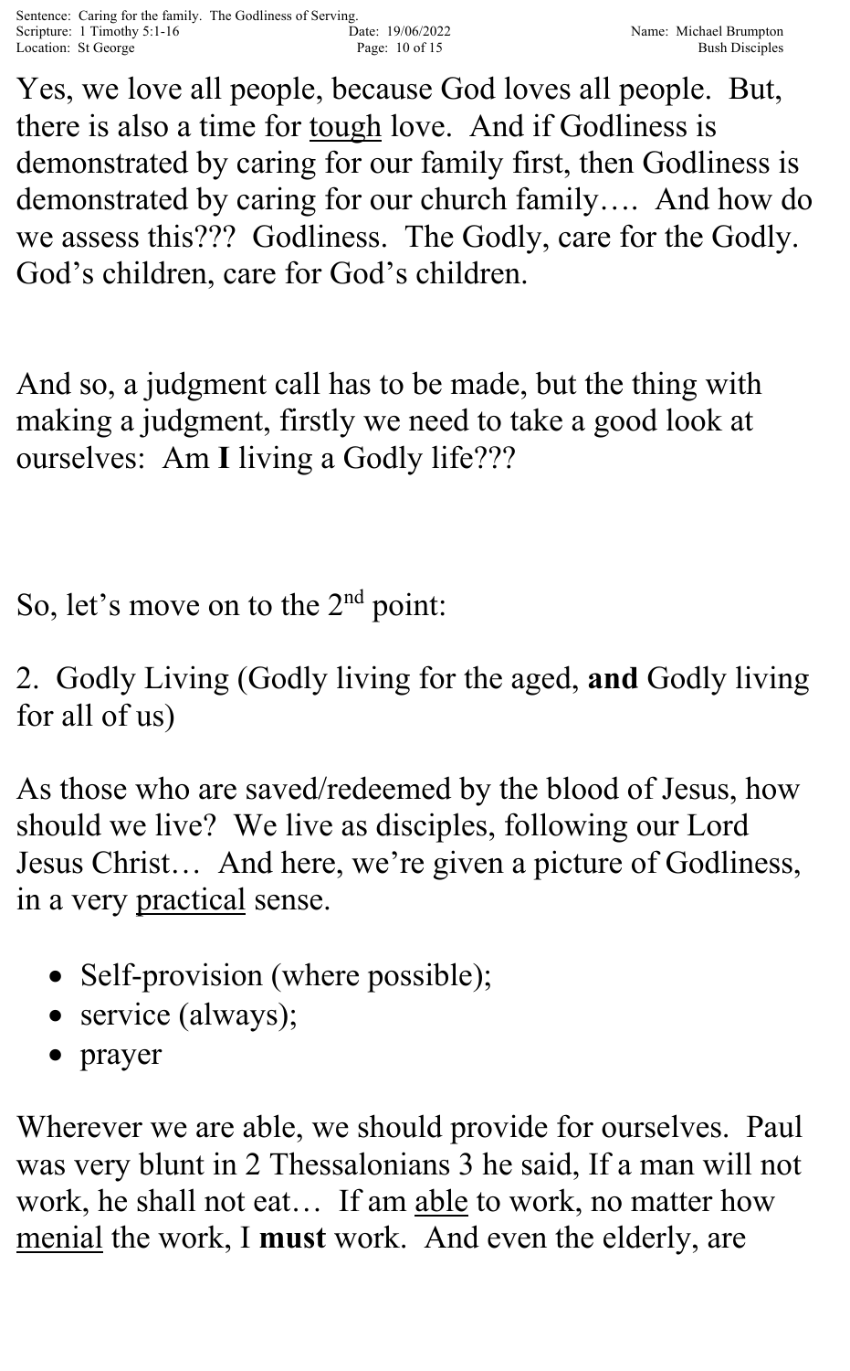Yes, we love all people, because God loves all people. But, there is also a time for <u>tough</u> love. And if Godliness is demonstrated by caring for our family first, then Godliness is demonstrated by caring for our church family…. And how do we assess this??? Godliness. The Godly, care for the Godly. God's children, care for God's children.

And so, a judgment call has to be made, but the thing with making a judgment, firstly we need to take a good look at ourselves: Am **I** living a Godly life???

So, let's move on to the 2nd point:

2. Godly Living (Godly living for the aged, **and** Godly living for all of us)

As those who are saved/redeemed by the blood of Jesus, how should we live? We live as disciples, following our Lord Jesus Christ… And here, we're given a picture of Godliness, in a very <u>practical</u> sense.

- Self-provision (where possible);
- service (always);
- prayer

Wherever we are able, we should provide for ourselves. Paul was very blunt in 2 Thessalonians 3 he said, If a man will not work, he shall not eat… If am <u>able</u> to work, no matter how <u>menial</u> the work, I **must** work. And even the elderly, are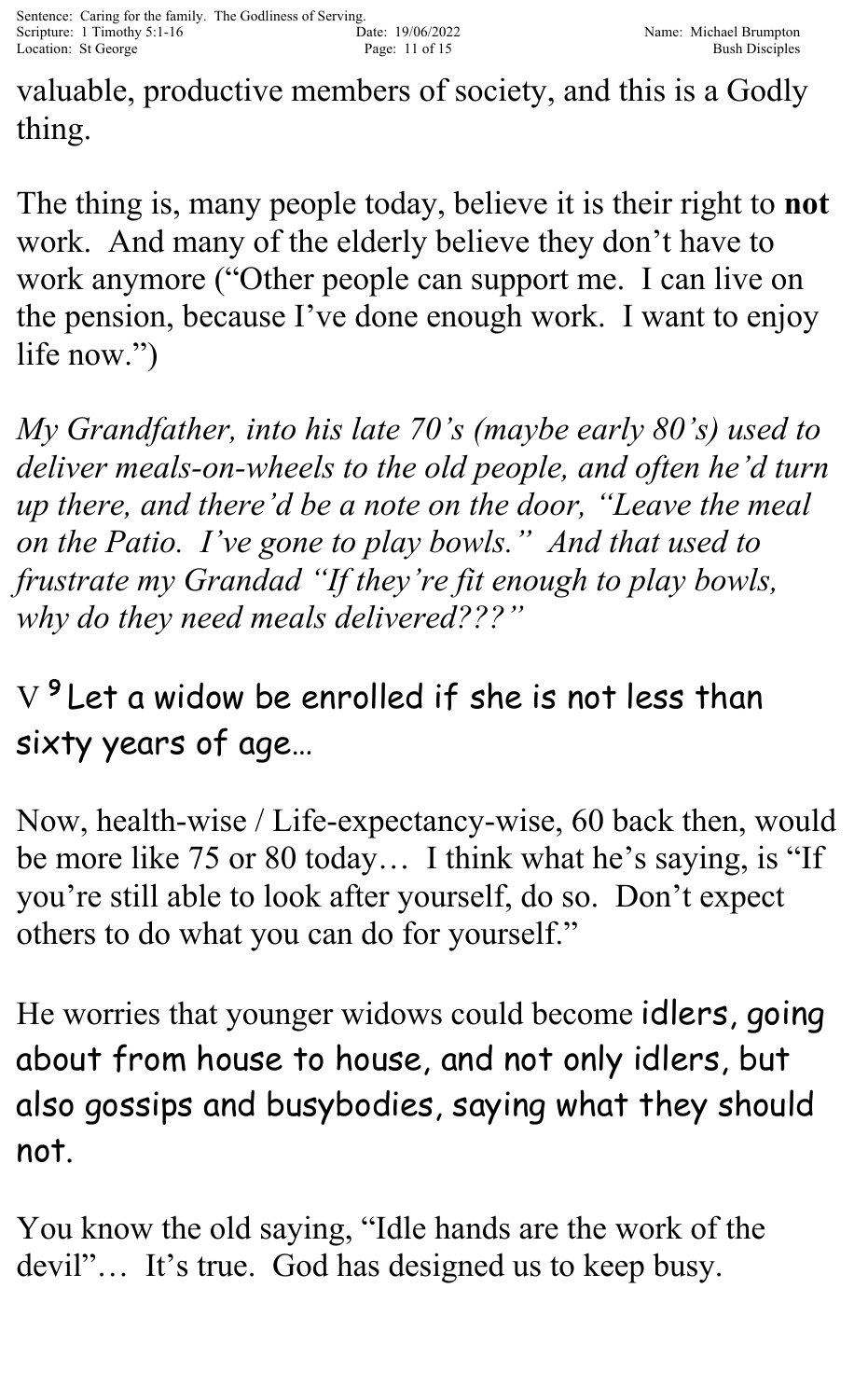valuable, productive members of society, and this is a Godly thing.

The thing is, many people today, believe it is their right to **not** work. And many of the elderly believe they don't have to work anymore ("Other people can support me. I can live on the pension, because I've done enough work. I want to enjoy life now.")

*My Grandfather, into his late 70's (maybe early 80's) used to deliver meals-on-wheels to the old people, and often he'd turn up there, and there'd be a note on the door, "Leave the meal on the Patio. I've gone to play bowls." And that used to frustrate my Grandad "If they're fit enough to play bowls, why do they need meals delivered???"*

V [9] Let a widow be enrolled if she is not less than sixty years of age…

Now, health-wise / Life-expectancy-wise, 60 back then, would be more like 75 or 80 today… I think what he's saying, is "If you're still able to look after yourself, do so. Don't expect others to do what you can do for yourself."

He worries that younger widows could become idlers, going about from house to house, and not only idlers, but also gossips and busybodies, saying what they should not.

You know the old saying, "Idle hands are the work of the devil"… It's true. God has designed us to keep busy.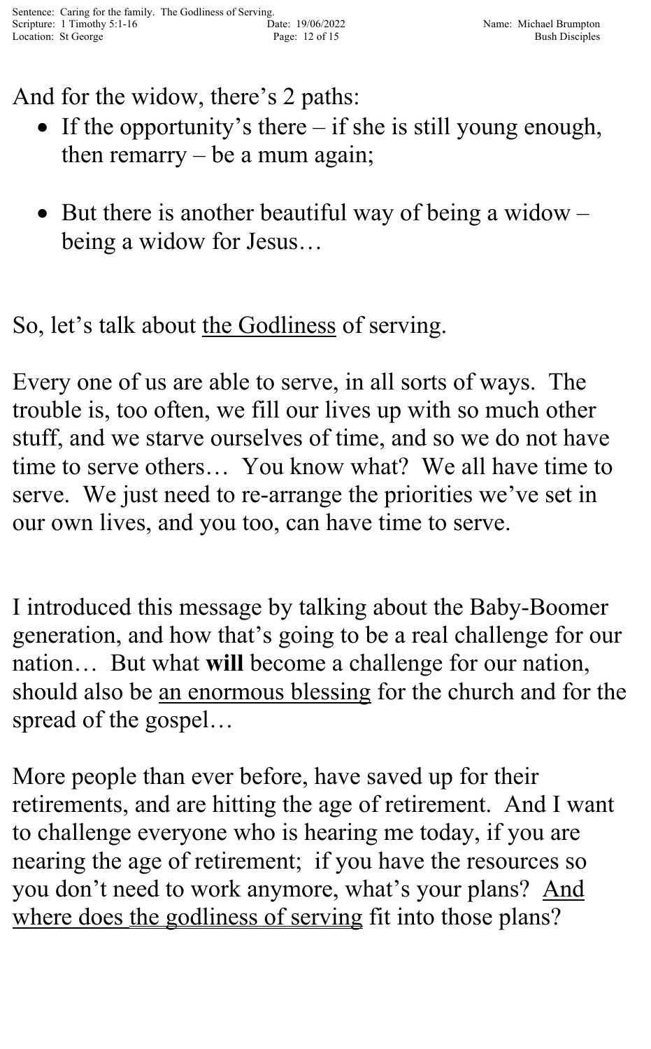And for the widow, there's 2 paths:

- If the opportunity's there – if she is still young enough, then remarry – be a mum again;

- But there is another beautiful way of being a widow – being a widow for Jesus…

So, let's talk about <u>the Godliness</u> of serving.

Every one of us are able to serve, in all sorts of ways. The trouble is, too often, we fill our lives up with so much other stuff, and we starve ourselves of time, and so we do not have time to serve others… You know what? We all have time to serve. We just need to re-arrange the priorities we've set in our own lives, and you too, can have time to serve.

I introduced this message by talking about the Baby-Boomer generation, and how that's going to be a real challenge for our nation… But what **will** become a challenge for our nation, should also be <u>an enormous blessing</u> for the church and for the spread of the gospel…

More people than ever before, have saved up for their retirements, and are hitting the age of retirement. And I want to challenge everyone who is hearing me today, if you are nearing the age of retirement; if you have the resources so you don't need to work anymore, what's your plans? <u>And where does the godliness of serving</u> fit into those plans?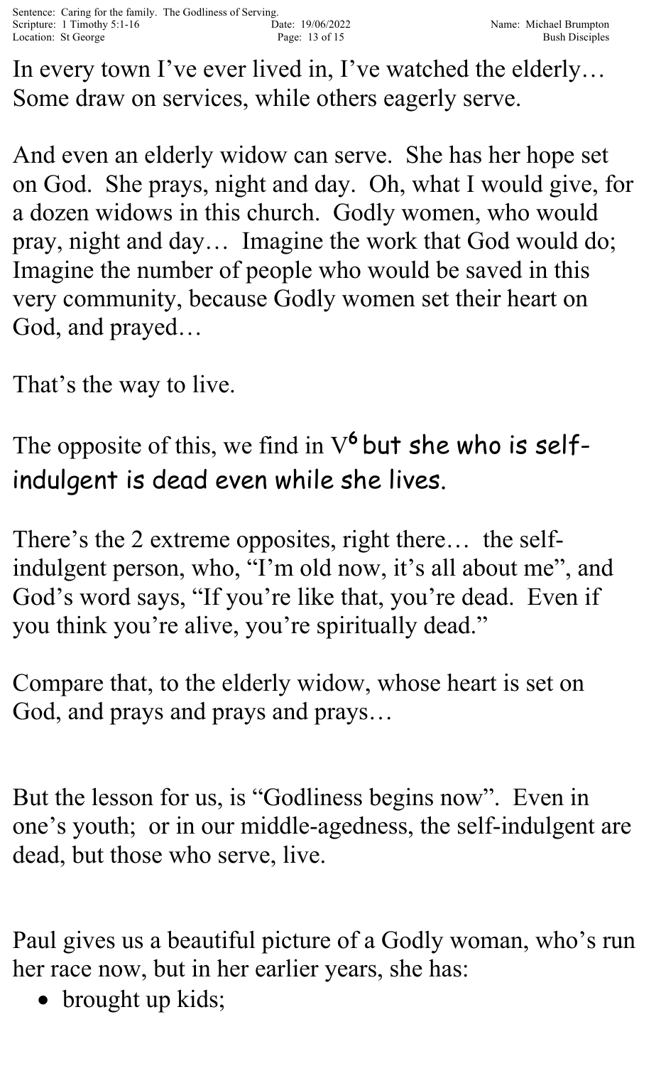In every town I've ever lived in, I've watched the elderly… Some draw on services, while others eagerly serve.

And even an elderly widow can serve. She has her hope set on God. She prays, night and day. Oh, what I would give, for a dozen widows in this church. Godly women, who would pray, night and day… Imagine the work that God would do; Imagine the number of people who would be saved in this very community, because Godly women set their heart on God, and prayed…

That's the way to live.

The opposite of this, we find in V[6] but she who is self-indulgent is dead even while she lives.

There's the 2 extreme opposites, right there… the self-indulgent person, who, "I'm old now, it's all about me", and God's word says, "If you're like that, you're dead. Even if you think you're alive, you're spiritually dead."

Compare that, to the elderly widow, whose heart is set on God, and prays and prays and prays…

But the lesson for us, is "Godliness begins now". Even in one's youth; or in our middle-agedness, the self-indulgent are dead, but those who serve, live.

Paul gives us a beautiful picture of a Godly woman, who's run her race now, but in her earlier years, she has:

- brought up kids;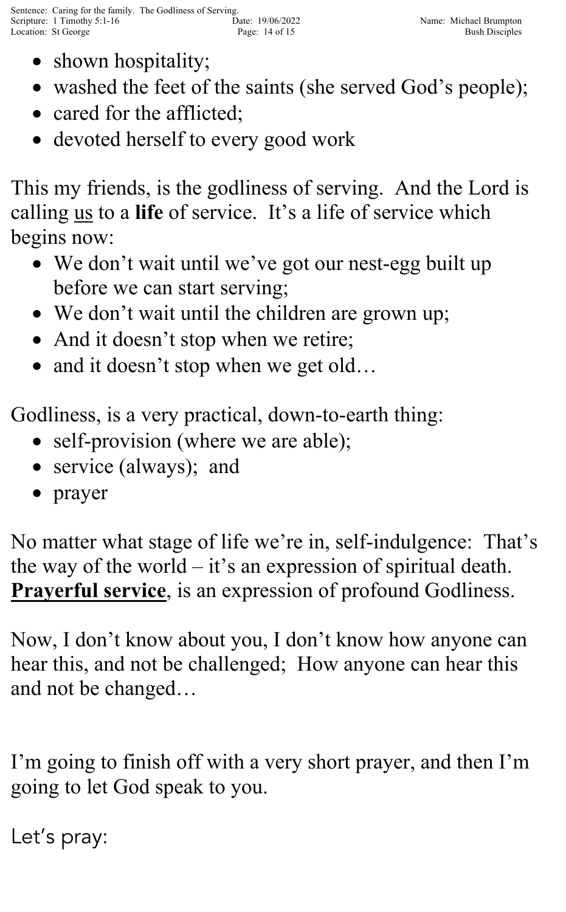- shown hospitality;
- washed the feet of the saints (she served God's people);
- cared for the afflicted;
- devoted herself to every good work

This my friends, is the godliness of serving. And the Lord is calling <u>us</u> to a **life** of service. It's a life of service which begins now:

- We don't wait until we've got our nest-egg built up before we can start serving;
- We don't wait until the children are grown up;
- And it doesn't stop when we retire;
- and it doesn't stop when we get old…

Godliness, is a very practical, down-to-earth thing:

- self-provision (where we are able);
- service (always); and
- prayer

No matter what stage of life we're in, self-indulgence: That's the way of the world – it's an expression of spiritual death. <u>**Prayerful service**</u>, is an expression of profound Godliness.

Now, I don't know about you, I don't know how anyone can hear this, and not be challenged; How anyone can hear this and not be changed…

I'm going to finish off with a very short prayer, and then I'm going to let God speak to you.

Let's pray: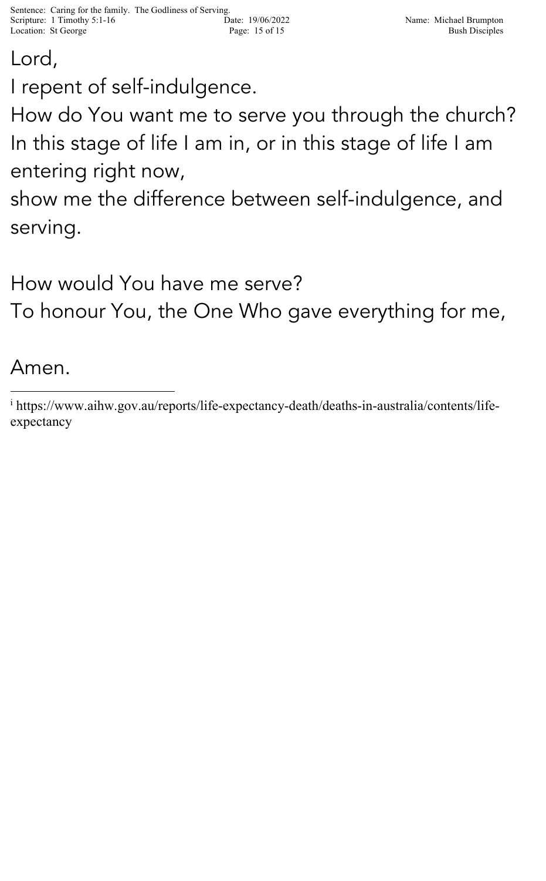Lord,

I repent of self-indulgence.

How do You want me to serve you through the church?

In this stage of life I am in, or in this stage of life I am entering right now,

show me the difference between self-indulgence, and serving.

How would You have me serve?

To honour You, the One Who gave everything for me,

Amen.

---

[i] https://www.aihw.gov.au/reports/life-expectancy-death/deaths-in-australia/contents/life-expectancy